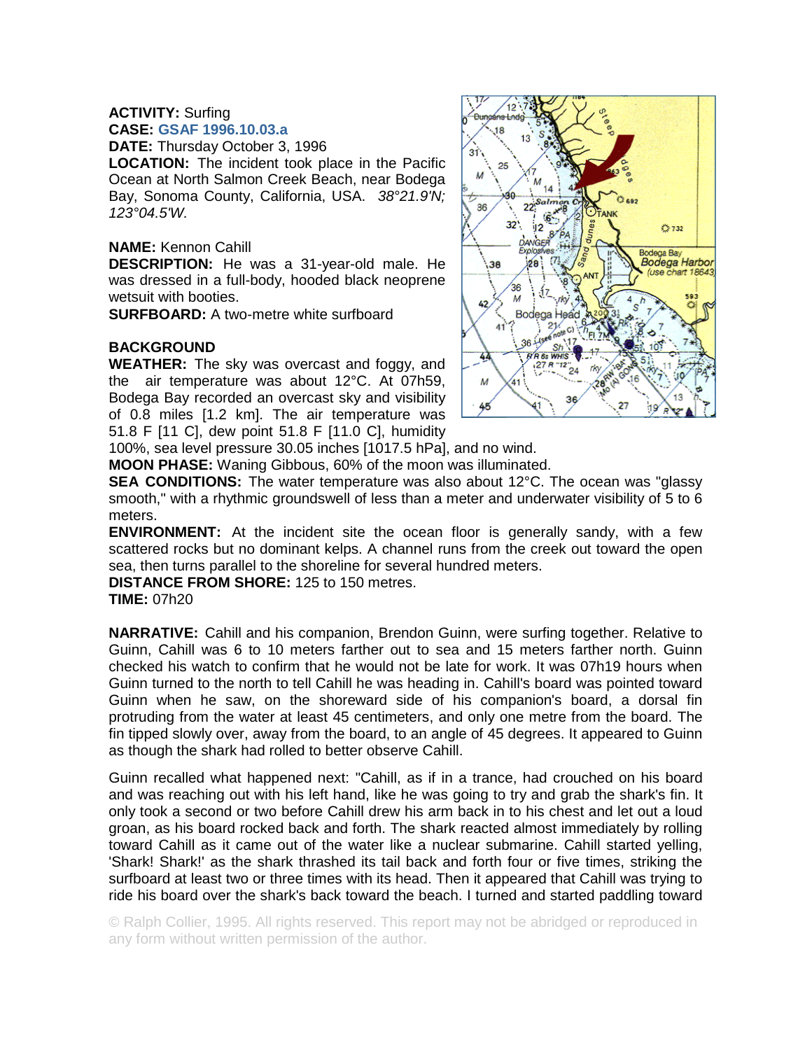**ACTIVITY:** Surfing
**CASE:** GSAF 1996.10.03.a
**DATE:** Thursday October 3, 1996
**LOCATION:** The incident took place in the Pacific Ocean at North Salmon Creek Beach, near Bodega Bay, Sonoma County, California, USA. *38°21.9'N; 123°04.5'W.*

**NAME:** Kennon Cahill
**DESCRIPTION:** He was a 31-year-old male. He was dressed in a full-body, hooded black neoprene wetsuit with booties.
**SURFBOARD:** A two-metre white surfboard

**BACKGROUND**
**WEATHER:** The sky was overcast and foggy, and the air temperature was about 12°C. At 07h59, Bodega Bay recorded an overcast sky and visibility of 0.8 miles [1.2 km]. The air temperature was 51.8 F [11 C], dew point 51.8 F [11.0 C], humidity 100%, sea level pressure 30.05 inches [1017.5 hPa], and no wind.
**MOON PHASE:** Waning Gibbous, 60% of the moon was illuminated.
**SEA CONDITIONS:** The water temperature was also about 12°C. The ocean was "glassy smooth," with a rhythmic groundswell of less than a meter and underwater visibility of 5 to 6 meters.
**ENVIRONMENT:** At the incident site the ocean floor is generally sandy, with a few scattered rocks but no dominant kelps. A channel runs from the creek out toward the open sea, then turns parallel to the shoreline for several hundred meters.
**DISTANCE FROM SHORE:** 125 to 150 metres.
**TIME:** 07h20

**NARRATIVE:** Cahill and his companion, Brendon Guinn, were surfing together. Relative to Guinn, Cahill was 6 to 10 meters farther out to sea and 15 meters farther north. Guinn checked his watch to confirm that he would not be late for work. It was 07h19 hours when Guinn turned to the north to tell Cahill he was heading in. Cahill's board was pointed toward Guinn when he saw, on the shoreward side of his companion's board, a dorsal fin protruding from the water at least 45 centimeters, and only one metre from the board. The fin tipped slowly over, away from the board, to an angle of 45 degrees. It appeared to Guinn as though the shark had rolled to better observe Cahill.

Guinn recalled what happened next: "Cahill, as if in a trance, had crouched on his board and was reaching out with his left hand, like he was going to try and grab the shark's fin. It only took a second or two before Cahill drew his arm back in to his chest and let out a loud groan, as his board rocked back and forth. The shark reacted almost immediately by rolling toward Cahill as it came out of the water like a nuclear submarine. Cahill started yelling, 'Shark! Shark!' as the shark thrashed its tail back and forth four or five times, striking the surfboard at least two or three times with its head. Then it appeared that Cahill was trying to ride his board over the shark's back toward the beach. I turned and started paddling toward

© Ralph Collier, 1995. All rights reserved. This report may not be abridged or reproduced in any form without written permission of the author.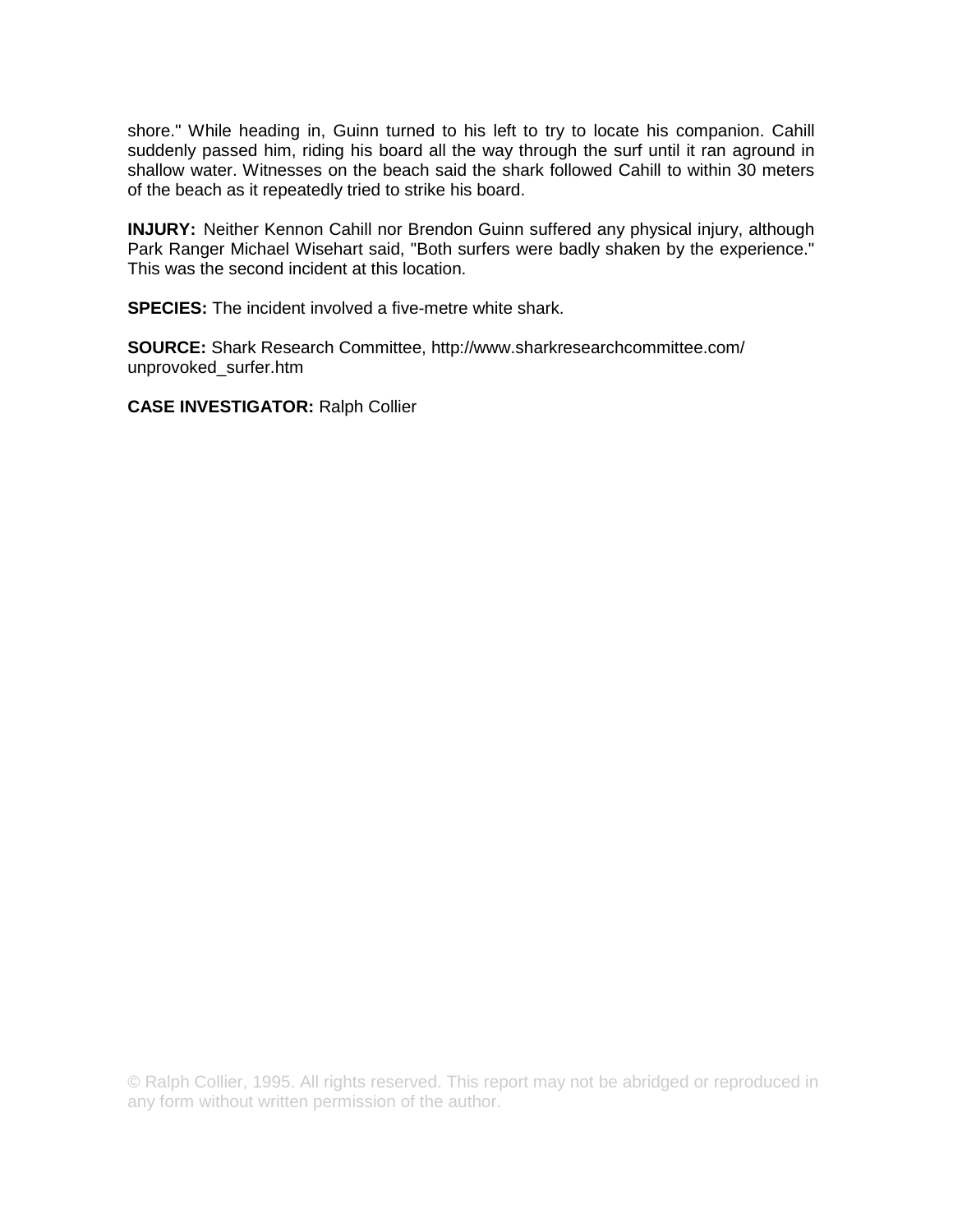shore." While heading in, Guinn turned to his left to try to locate his companion. Cahill suddenly passed him, riding his board all the way through the surf until it ran aground in shallow water. Witnesses on the beach said the shark followed Cahill to within 30 meters of the beach as it repeatedly tried to strike his board.

**INJURY:** Neither Kennon Cahill nor Brendon Guinn suffered any physical injury, although Park Ranger Michael Wisehart said, "Both surfers were badly shaken by the experience." This was the second incident at this location.

**SPECIES:** The incident involved a five-metre white shark.

**SOURCE:** Shark Research Committee, http://www.sharkresearchcommittee.com/unprovoked_surfer.htm

**CASE INVESTIGATOR:** Ralph Collier

© Ralph Collier, 1995. All rights reserved. This report may not be abridged or reproduced in any form without written permission of the author.